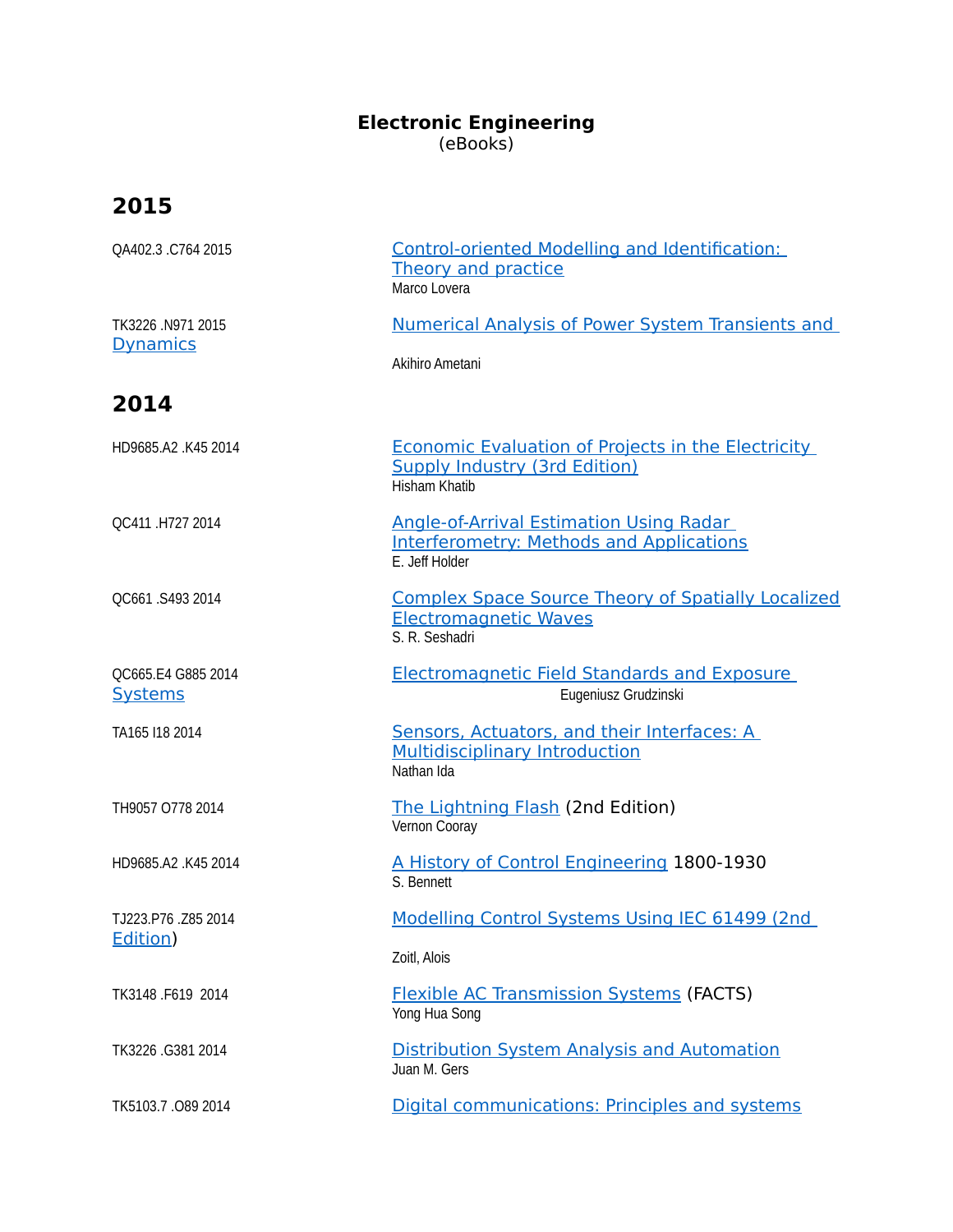**Electronic Engineering**
(eBooks)

## 2015

QA402.3 .C764 2015
Control-oriented Modelling and Identification: Theory and practice
Marco Lovera

TK3226 .N971 2015
Numerical Analysis of Power System Transients and Dynamics
Akihiro Ametani

## 2014

HD9685.A2 .K45 2014
Economic Evaluation of Projects in the Electricity Supply Industry (3rd Edition)
Hisham Khatib

QC411 .H727 2014
Angle-of-Arrival Estimation Using Radar Interferometry: Methods and Applications
E. Jeff Holder

QC661 .S493 2014
Complex Space Source Theory of Spatially Localized Electromagnetic Waves
S. R. Seshadri

QC665.E4 G885 2014
Electromagnetic Field Standards and Exposure Systems
Eugeniusz Grudzinski

TA165 I18 2014
Sensors, Actuators, and their Interfaces: A Multidisciplinary Introduction
Nathan Ida

TH9057 O778 2014
The Lightning Flash (2nd Edition)
Vernon Cooray

HD9685.A2 .K45 2014
A History of Control Engineering 1800-1930
S. Bennett

TJ223.P76 .Z85 2014
Modelling Control Systems Using IEC 61499 (2nd Edition)
Zoitl, Alois

TK3148 .F619 2014
Flexible AC Transmission Systems (FACTS)
Yong Hua Song

TK3226 .G381 2014
Distribution System Analysis and Automation
Juan M. Gers

TK5103.7 .O89 2014
Digital communications: Principles and systems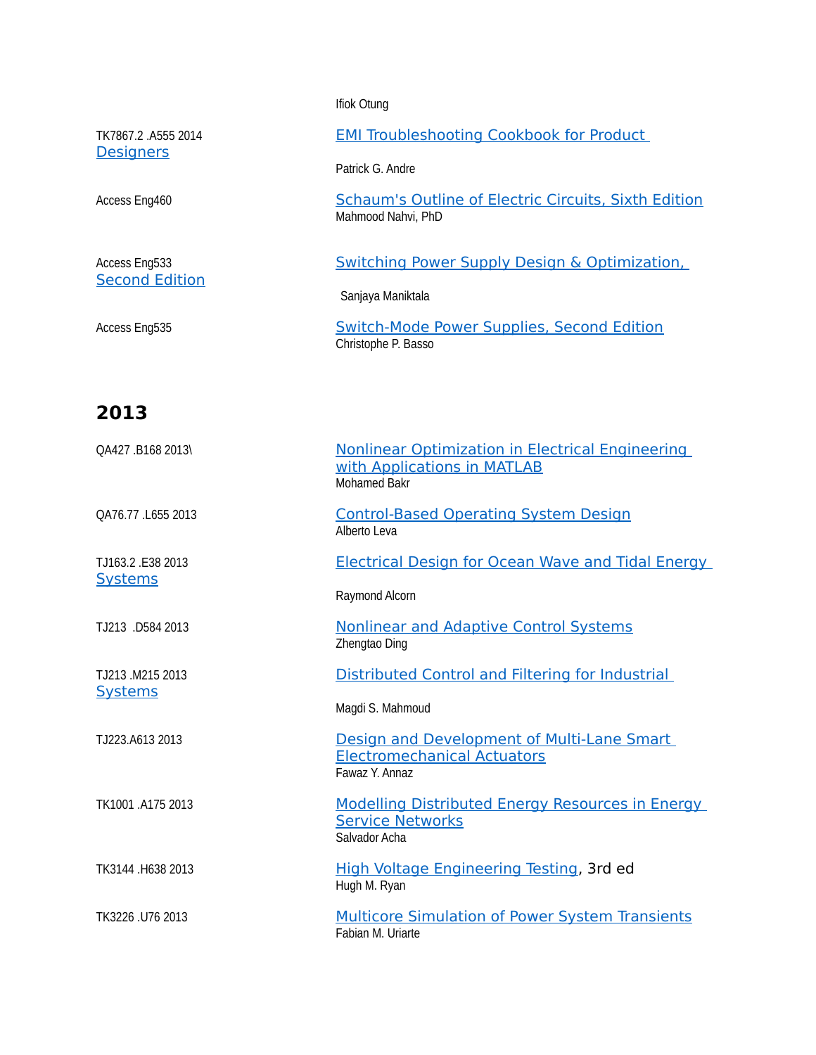Ifiok Otung

TK7867.2 .A555 2014 — EMI Troubleshooting Cookbook for Product Designers
Patrick G. Andre

Access Eng460 — Schaum's Outline of Electric Circuits, Sixth Edition
Mahmood Nahvi, PhD

Access Eng533 — Switching Power Supply Design & Optimization, Second Edition
Sanjaya Maniktala

Access Eng535 — Switch-Mode Power Supplies, Second Edition
Christophe P. Basso

## 2013

QA427 .B168 2013\ — Nonlinear Optimization in Electrical Engineering with Applications in MATLAB
Mohamed Bakr

QA76.77 .L655 2013 — Control-Based Operating System Design
Alberto Leva

TJ163.2 .E38 2013 — Electrical Design for Ocean Wave and Tidal Energy Systems
Raymond Alcorn

TJ213 .D584 2013 — Nonlinear and Adaptive Control Systems
Zhengtao Ding

TJ213 .M215 2013 — Distributed Control and Filtering for Industrial Systems
Magdi S. Mahmoud

TJ223.A613 2013 — Design and Development of Multi-Lane Smart Electromechanical Actuators
Fawaz Y. Annaz

TK1001 .A175 2013 — Modelling Distributed Energy Resources in Energy Service Networks
Salvador Acha

TK3144 .H638 2013 — High Voltage Engineering Testing, 3rd ed
Hugh M. Ryan

TK3226 .U76 2013 — Multicore Simulation of Power System Transients
Fabian M. Uriarte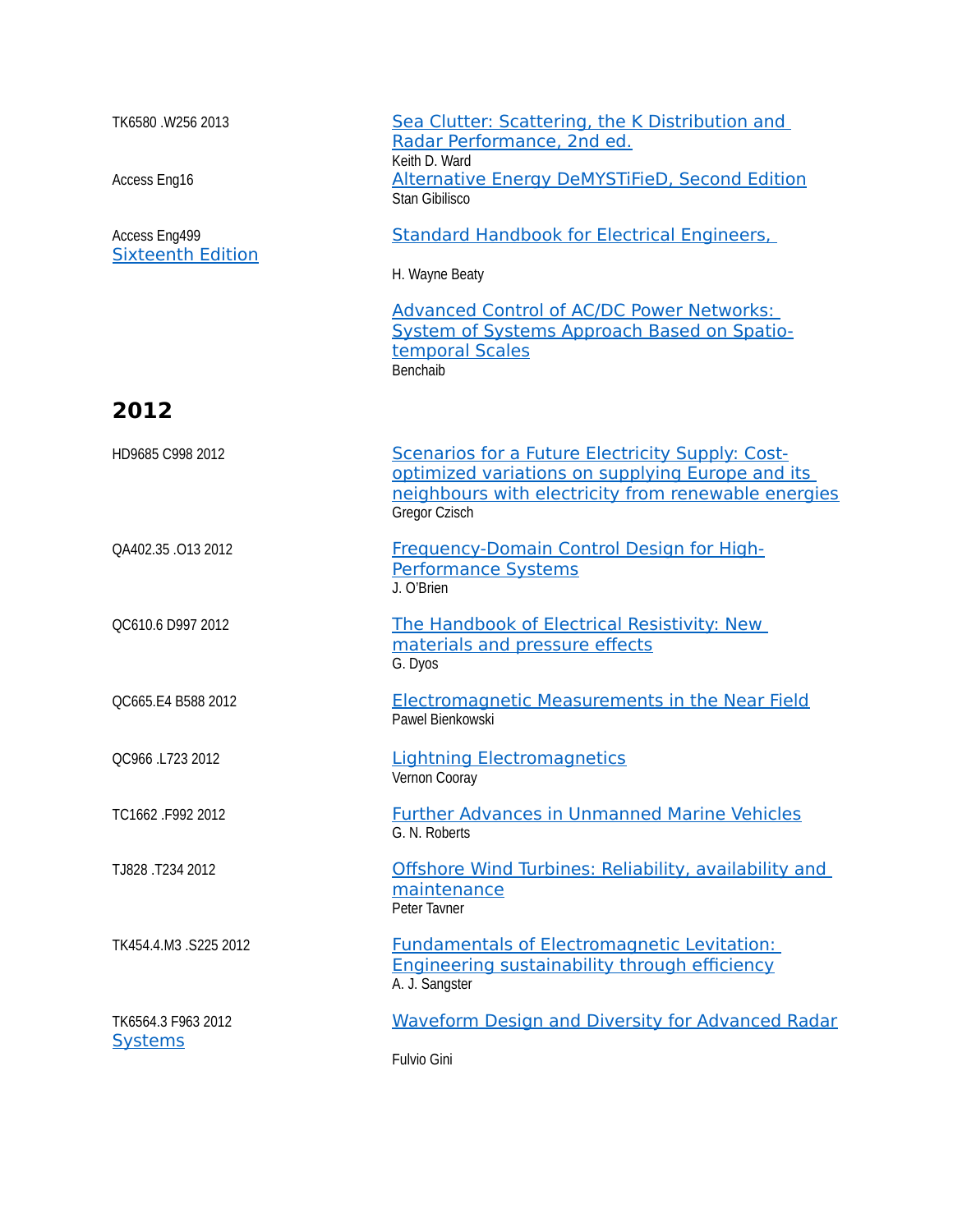TK6580 .W256 2013 — Sea Clutter: Scattering, the K Distribution and Radar Performance, 2nd ed.
Keith D. Ward

Access Eng16 — Alternative Energy DeMYSTiFieD, Second Edition
Stan Gibilisco

Access Eng499 — Standard Handbook for Electrical Engineers, Sixteenth Edition
H. Wayne Beaty

Advanced Control of AC/DC Power Networks: System of Systems Approach Based on Spatio-temporal Scales
Benchaib

## 2012

HD9685 C998 2012 — Scenarios for a Future Electricity Supply: Cost-optimized variations on supplying Europe and its neighbours with electricity from renewable energies
Gregor Czisch

QA402.35 .O13 2012 — Frequency-Domain Control Design for High-Performance Systems
J. O'Brien

QC610.6 D997 2012 — The Handbook of Electrical Resistivity: New materials and pressure effects
G. Dyos

QC665.E4 B588 2012 — Electromagnetic Measurements in the Near Field
Pawel Bienkowski

QC966 .L723 2012 — Lightning Electromagnetics
Vernon Cooray

TC1662 .F992 2012 — Further Advances in Unmanned Marine Vehicles
G. N. Roberts

TJ828 .T234 2012 — Offshore Wind Turbines: Reliability, availability and maintenance
Peter Tavner

TK454.4.M3 .S225 2012 — Fundamentals of Electromagnetic Levitation: Engineering sustainability through efficiency
A. J. Sangster

TK6564.3 F963 2012 — Waveform Design and Diversity for Advanced Radar Systems
Fulvio Gini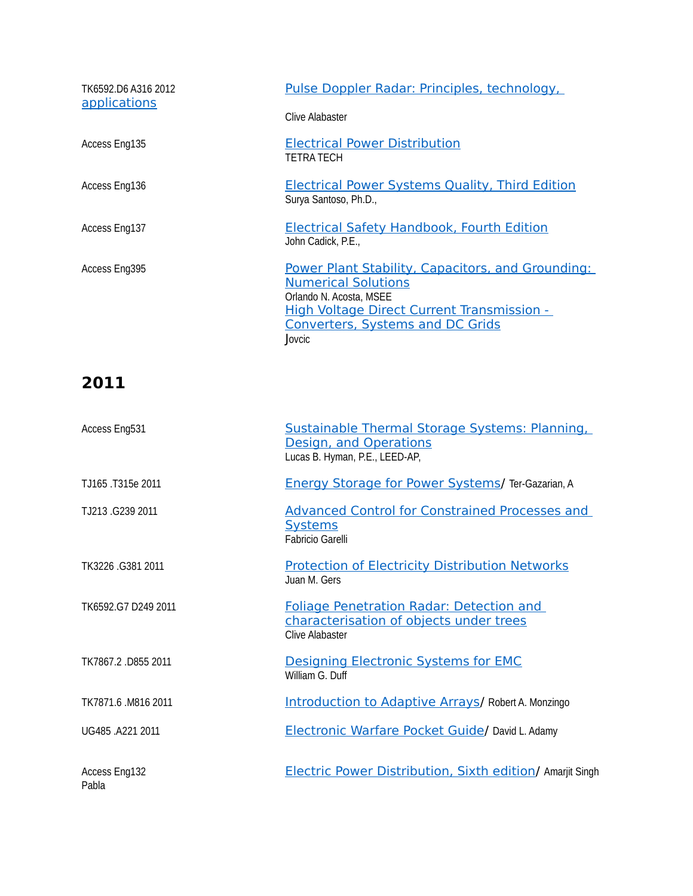TK6592.D6 A316 2012 — Pulse Doppler Radar: Principles, technology, applications
Clive Alabaster

Access Eng135 — Electrical Power Distribution
TETRA TECH

Access Eng136 — Electrical Power Systems Quality, Third Edition
Surya Santoso, Ph.D.,

Access Eng137 — Electrical Safety Handbook, Fourth Edition
John Cadick, P.E.,

Access Eng395 — Power Plant Stability, Capacitors, and Grounding: Numerical Solutions
Orlando N. Acosta, MSEE

High Voltage Direct Current Transmission - Converters, Systems and DC Grids
Jovcic

## 2011

Access Eng531 — Sustainable Thermal Storage Systems: Planning, Design, and Operations
Lucas B. Hyman, P.E., LEED-AP,

TJ165 .T315e 2011 — Energy Storage for Power Systems/ Ter-Gazarian, A

TJ213 .G239 2011 — Advanced Control for Constrained Processes and Systems
Fabricio Garelli

TK3226 .G381 2011 — Protection of Electricity Distribution Networks
Juan M. Gers

TK6592.G7 D249 2011 — Foliage Penetration Radar: Detection and characterisation of objects under trees
Clive Alabaster

TK7867.2 .D855 2011 — Designing Electronic Systems for EMC
William G. Duff

TK7871.6 .M816 2011 — Introduction to Adaptive Arrays/ Robert A. Monzingo

UG485 .A221 2011 — Electronic Warfare Pocket Guide/ David L. Adamy

Access Eng132 — Electric Power Distribution, Sixth edition/ Amarjit Singh Pabla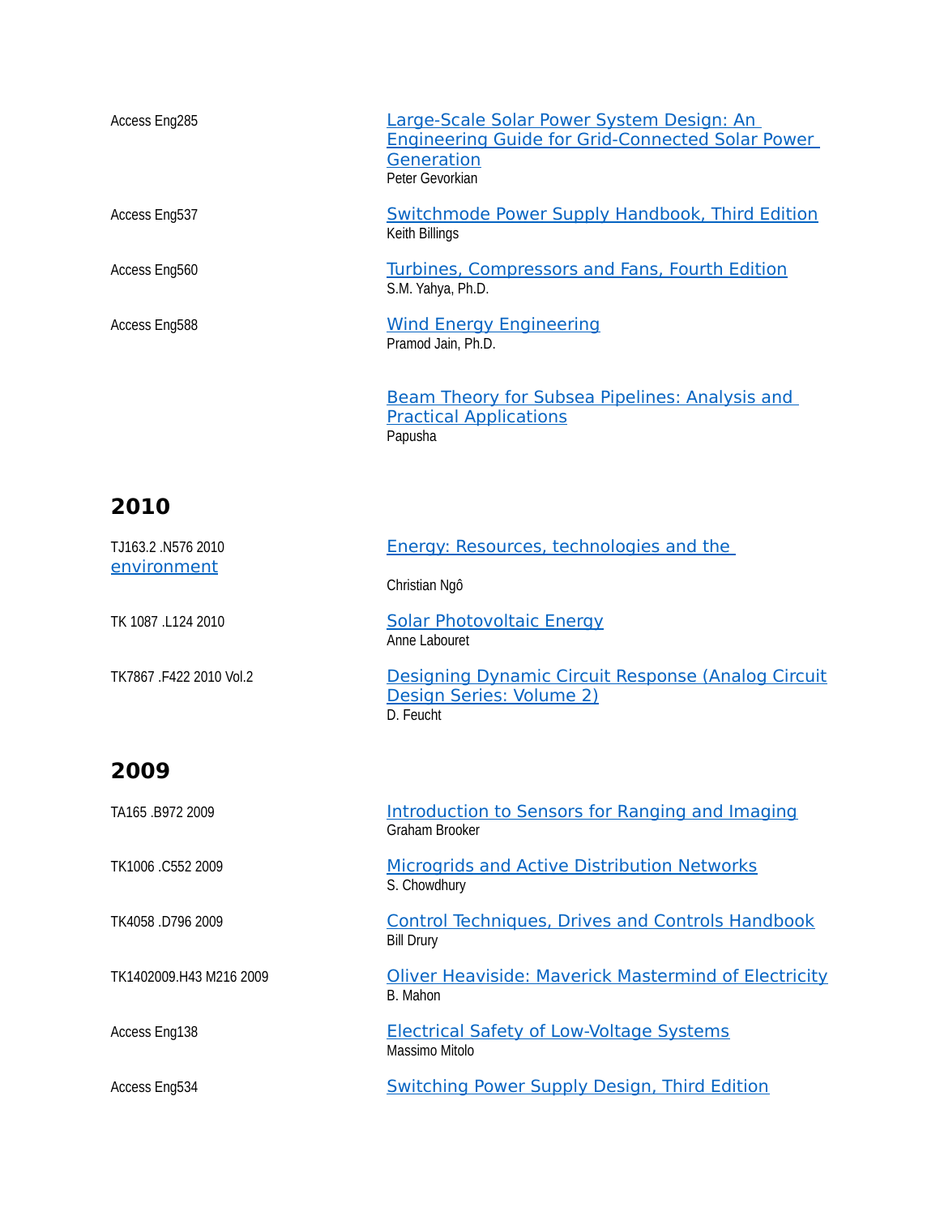Access Eng285

Large-Scale Solar Power System Design: An Engineering Guide for Grid-Connected Solar Power Generation
Peter Gevorkian

Access Eng537

Switchmode Power Supply Handbook, Third Edition
Keith Billings

Access Eng560

Turbines, Compressors and Fans, Fourth Edition
S.M. Yahya, Ph.D.

Access Eng588

Wind Energy Engineering
Pramod Jain, Ph.D.

Beam Theory for Subsea Pipelines: Analysis and Practical Applications
Papusha

## 2010

TJ163.2 .N576 2010

Energy: Resources, technologies and the environment
Christian Ngô

TK 1087 .L124 2010

Solar Photovoltaic Energy
Anne Labouret

TK7867 .F422 2010 Vol.2

Designing Dynamic Circuit Response (Analog Circuit Design Series: Volume 2)
D. Feucht

## 2009

TA165 .B972 2009

Introduction to Sensors for Ranging and Imaging
Graham Brooker

TK1006 .C552 2009

Microgrids and Active Distribution Networks
S. Chowdhury

TK4058 .D796 2009

Control Techniques, Drives and Controls Handbook
Bill Drury

TK1402009.H43 M216 2009

Oliver Heaviside: Maverick Mastermind of Electricity
B. Mahon

Access Eng138

Electrical Safety of Low-Voltage Systems
Massimo Mitolo

Access Eng534

Switching Power Supply Design, Third Edition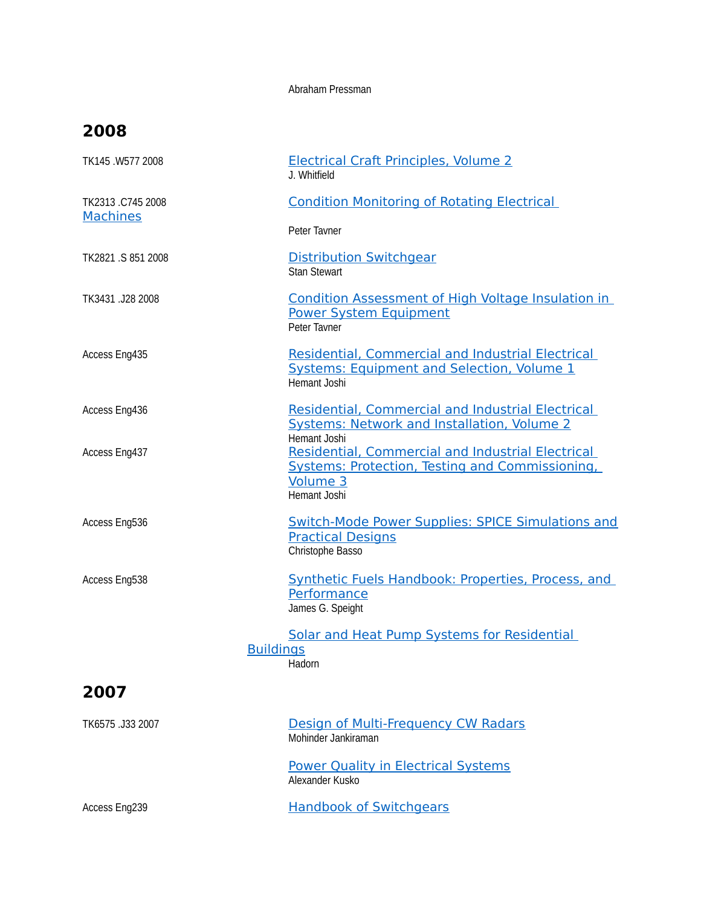Abraham Pressman

## 2008

| | |
|---|---|
| TK145 .W577 2008 | Electrical Craft Principles, Volume 2<br>J. Whitfield |
| TK2313 .C745 2008 | Condition Monitoring of Rotating Electrical Machines<br>Peter Tavner |
| TK2821 .S 851 2008 | Distribution Switchgear<br>Stan Stewart |
| TK3431 .J28 2008 | Condition Assessment of High Voltage Insulation in Power System Equipment<br>Peter Tavner |
| Access Eng435 | Residential, Commercial and Industrial Electrical Systems: Equipment and Selection, Volume 1<br>Hemant Joshi |
| Access Eng436 | Residential, Commercial and Industrial Electrical Systems: Network and Installation, Volume 2<br>Hemant Joshi |
| Access Eng437 | Residential, Commercial and Industrial Electrical Systems: Protection, Testing and Commissioning, Volume 3<br>Hemant Joshi |
| Access Eng536 | Switch-Mode Power Supplies: SPICE Simulations and Practical Designs<br>Christophe Basso |
| Access Eng538 | Synthetic Fuels Handbook: Properties, Process, and Performance<br>James G. Speight |
| | Solar and Heat Pump Systems for Residential Buildings<br>Hadorn |

## 2007

| | |
|---|---|
| TK6575 .J33 2007 | Design of Multi-Frequency CW Radars<br>Mohinder Jankiraman |
| | Power Quality in Electrical Systems<br>Alexander Kusko |
| Access Eng239 | Handbook of Switchgears |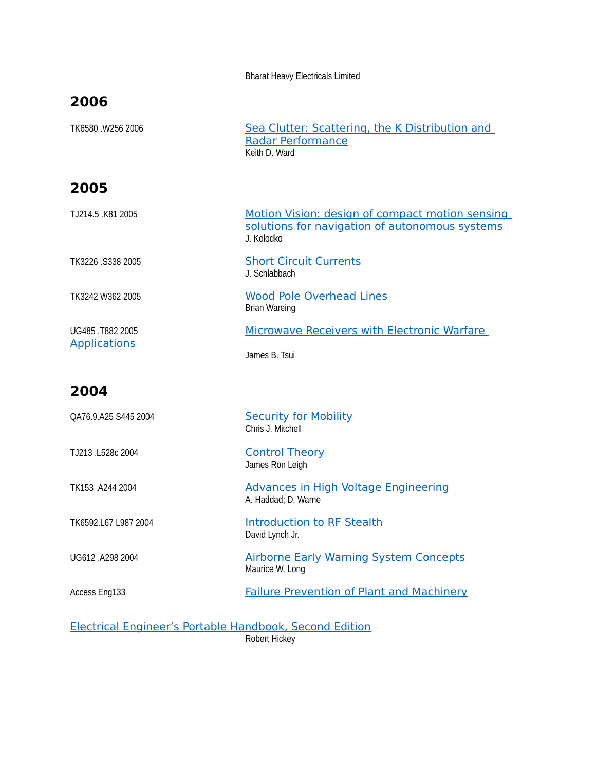Bharat Heavy Electricals Limited

## 2006

TK6580 .W256 2006

Sea Clutter: Scattering, the K Distribution and Radar Performance
Keith D. Ward

## 2005

TJ214.5 .K81 2005

Motion Vision: design of compact motion sensing solutions for navigation of autonomous systems
J. Kolodko

TK3226 .S338 2005

Short Circuit Currents
J. Schlabbach

TK3242 W362 2005

Wood Pole Overhead Lines
Brian Wareing

UG485 .T882 2005

Microwave Receivers with Electronic Warfare Applications
James B. Tsui

## 2004

QA76.9.A25 S445 2004

Security for Mobility
Chris J. Mitchell

TJ213 .L528c 2004

Control Theory
James Ron Leigh

TK153 .A244 2004

Advances in High Voltage Engineering
A. Haddad; D. Warne

TK6592.L67 L987 2004

Introduction to RF Stealth
David Lynch Jr.

UG612 .A298 2004

Airborne Early Warning System Concepts
Maurice W. Long

Access Eng133

Failure Prevention of Plant and Machinery

Electrical Engineer's Portable Handbook, Second Edition
Robert Hickey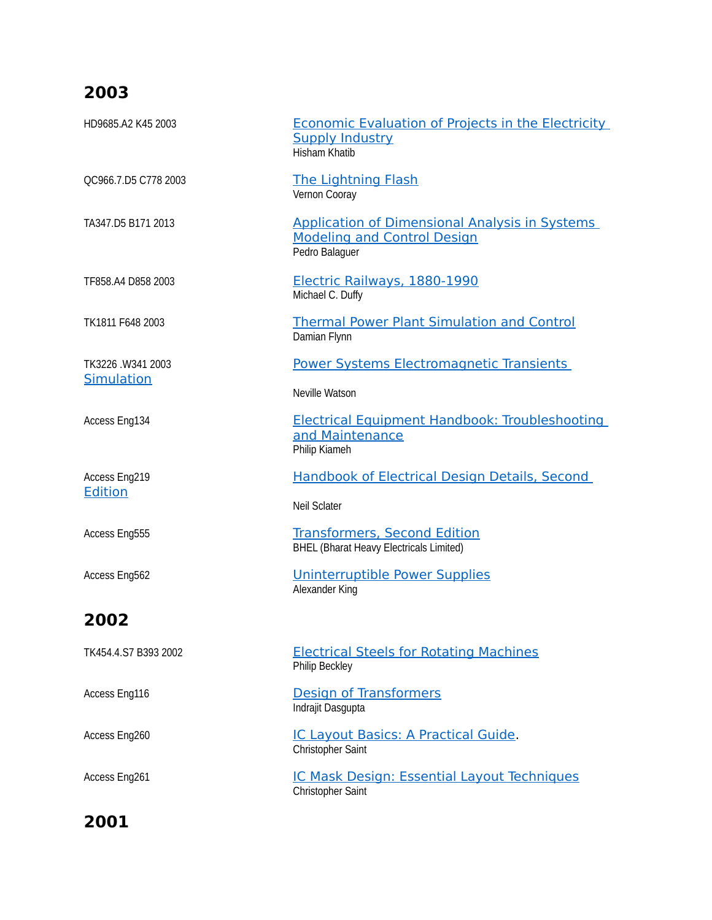## 2003

| | |
|---|---|
| HD9685.A2 K45 2003 | [Economic Evaluation of Projects in the Electricity Supply Industry](#)<br>Hisham Khatib |
| QC966.7.D5 C778 2003 | [The Lightning Flash](#)<br>Vernon Cooray |
| TA347.D5 B171 2013 | [Application of Dimensional Analysis in Systems Modeling and Control Design](#)<br>Pedro Balaguer |
| TF858.A4 D858 2003 | [Electric Railways, 1880-1990](#)<br>Michael C. Duffy |
| TK1811 F648 2003 | [Thermal Power Plant Simulation and Control](#)<br>Damian Flynn |
| TK3226 .W341 2003 | [Power Systems Electromagnetic Transients Simulation](#)<br>Neville Watson |
| Access Eng134 | [Electrical Equipment Handbook: Troubleshooting and Maintenance](#)<br>Philip Kiameh |
| Access Eng219 | [Handbook of Electrical Design Details, Second Edition](#)<br>Neil Sclater |
| Access Eng555 | [Transformers, Second Edition](#)<br>BHEL (Bharat Heavy Electricals Limited) |
| Access Eng562 | [Uninterruptible Power Supplies](#)<br>Alexander King |

## 2002

| | |
|---|---|
| TK454.4.S7 B393 2002 | [Electrical Steels for Rotating Machines](#)<br>Philip Beckley |
| Access Eng116 | [Design of Transformers](#)<br>Indrajit Dasgupta |
| Access Eng260 | [IC Layout Basics: A Practical Guide](#).<br>Christopher Saint |
| Access Eng261 | [IC Mask Design: Essential Layout Techniques](#)<br>Christopher Saint |

## 2001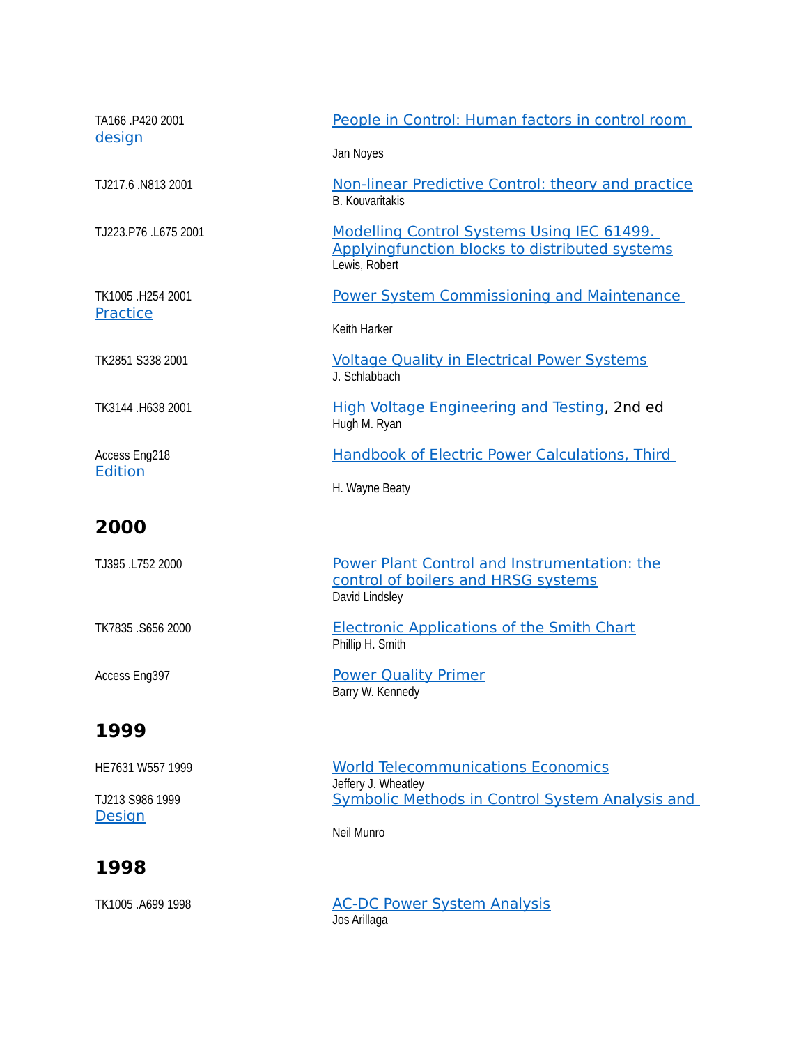TA166 .P420 2001 — People in Control: Human factors in control room design
Jan Noyes

TJ217.6 .N813 2001 — Non-linear Predictive Control: theory and practice
B. Kouvaritakis

TJ223.P76 .L675 2001 — Modelling Control Systems Using IEC 61499. Applyingfunction blocks to distributed systems
Lewis, Robert

TK1005 .H254 2001 — Power System Commissioning and Maintenance Practice
Keith Harker

TK2851 S338 2001 — Voltage Quality in Electrical Power Systems
J. Schlabbach

TK3144 .H638 2001 — High Voltage Engineering and Testing, 2nd ed
Hugh M. Ryan

Access Eng218 — Handbook of Electric Power Calculations, Third Edition
H. Wayne Beaty

## 2000

TJ395 .L752 2000 — Power Plant Control and Instrumentation: the control of boilers and HRSG systems
David Lindsley

TK7835 .S656 2000 — Electronic Applications of the Smith Chart
Phillip H. Smith

Access Eng397 — Power Quality Primer
Barry W. Kennedy

## 1999

HE7631 W557 1999 — World Telecommunications Economics
Jeffery J. Wheatley

TJ213 S986 1999 — Symbolic Methods in Control System Analysis and Design
Neil Munro

## 1998

TK1005 .A699 1998 — AC-DC Power System Analysis
Jos Arillaga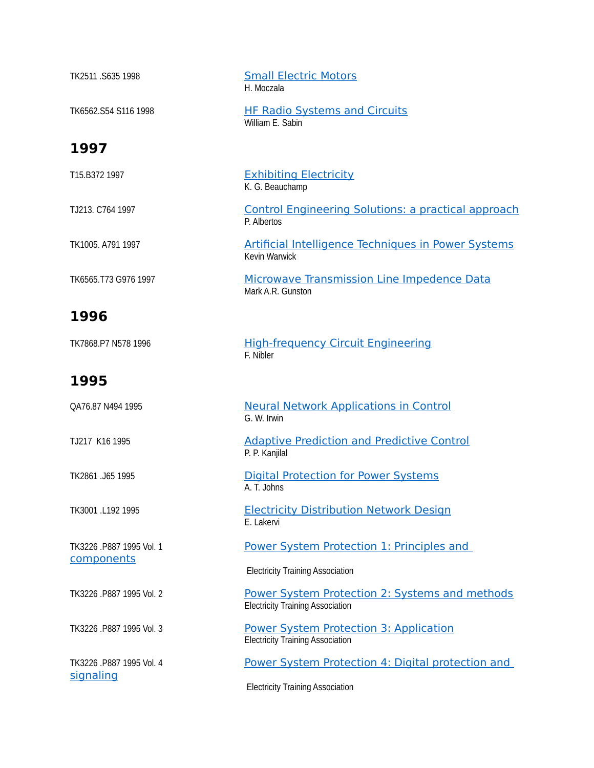| | |
|---|---|
| TK2511 .S635 1998 | Small Electric Motors<br>H. Moczala |
| TK6562.S54 S116 1998 | HF Radio Systems and Circuits<br>William E. Sabin |

## 1997

| | |
|---|---|
| T15.B372 1997 | Exhibiting Electricity<br>K. G. Beauchamp |
| TJ213. C764 1997 | Control Engineering Solutions: a practical approach<br>P. Albertos |
| TK1005. A791 1997 | Artificial Intelligence Techniques in Power Systems<br>Kevin Warwick |
| TK6565.T73 G976 1997 | Microwave Transmission Line Impedence Data<br>Mark A.R. Gunston |

## 1996

| | |
|---|---|
| TK7868.P7 N578 1996 | High-frequency Circuit Engineering<br>F. Nibler |

## 1995

| | |
|---|---|
| QA76.87 N494 1995 | Neural Network Applications in Control<br>G. W. Irwin |
| TJ217 K16 1995 | Adaptive Prediction and Predictive Control<br>P. P. Kanjilal |
| TK2861 .J65 1995 | Digital Protection for Power Systems<br>A. T. Johns |
| TK3001 .L192 1995 | Electricity Distribution Network Design<br>E. Lakervi |
| TK3226 .P887 1995 Vol. 1 | Power System Protection 1: Principles and components<br>Electricity Training Association |
| TK3226 .P887 1995 Vol. 2 | Power System Protection 2: Systems and methods<br>Electricity Training Association |
| TK3226 .P887 1995 Vol. 3 | Power System Protection 3: Application<br>Electricity Training Association |
| TK3226 .P887 1995 Vol. 4 | Power System Protection 4: Digital protection and signaling<br>Electricity Training Association |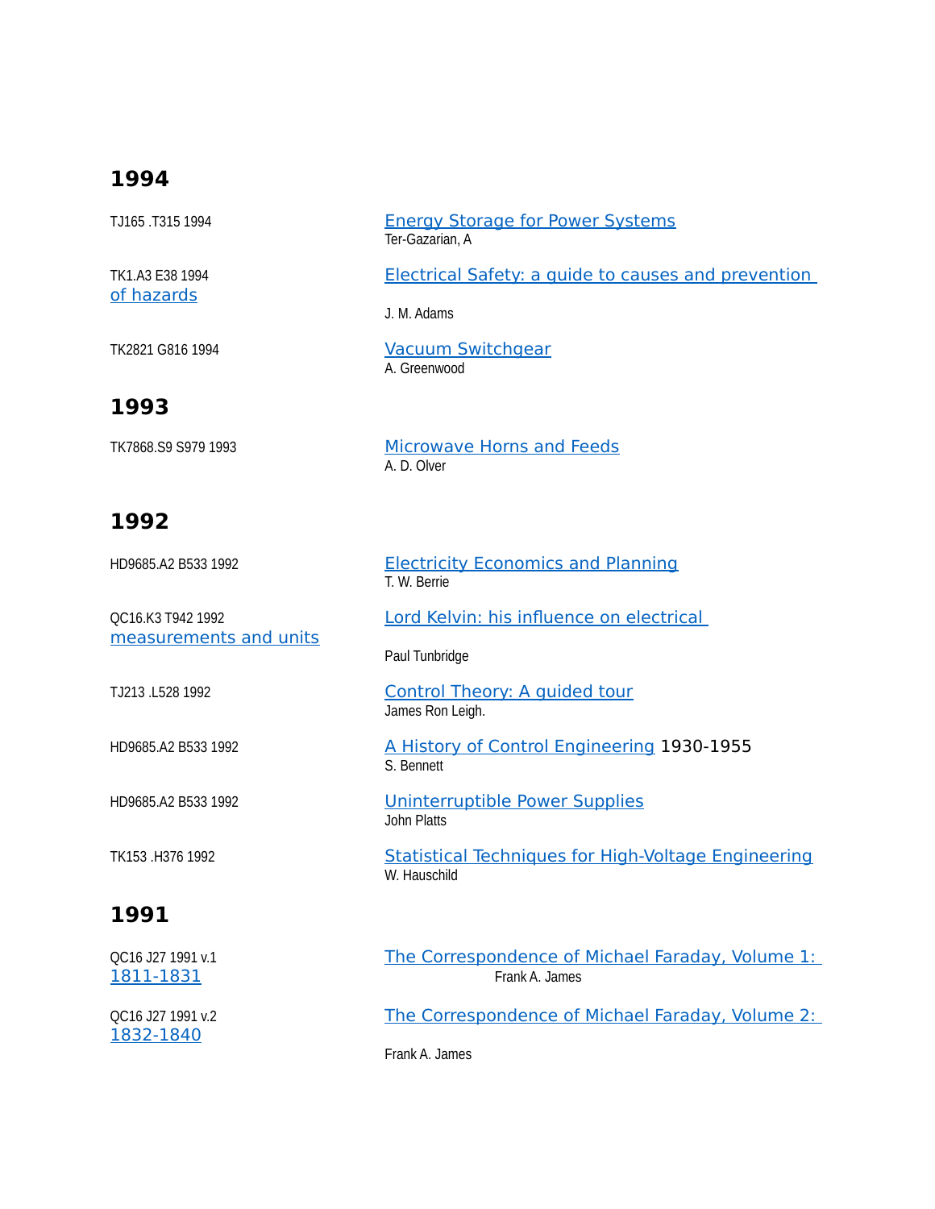## 1994

TJ165 .T315 1994 — [Energy Storage for Power Systems]
Ter-Gazarian, A

TK1.A3 E38 1994 — [Electrical Safety: a guide to causes and prevention of hazards]
J. M. Adams

TK2821 G816 1994 — [Vacuum Switchgear]
A. Greenwood

## 1993

TK7868.S9 S979 1993 — [Microwave Horns and Feeds]
A. D. Olver

## 1992

HD9685.A2 B533 1992 — [Electricity Economics and Planning]
T. W. Berrie

QC16.K3 T942 1992 — [Lord Kelvin: his influence on electrical measurements and units]
Paul Tunbridge

TJ213 .L528 1992 — [Control Theory: A guided tour]
James Ron Leigh.

HD9685.A2 B533 1992 — [A History of Control Engineering] 1930-1955
S. Bennett

HD9685.A2 B533 1992 — [Uninterruptible Power Supplies]
John Platts

TK153 .H376 1992 — [Statistical Techniques for High-Voltage Engineering]
W. Hauschild

## 1991

QC16 J27 1991 v.1 — [The Correspondence of Michael Faraday, Volume 1: 1811-1831]
Frank A. James

QC16 J27 1991 v.2 — [The Correspondence of Michael Faraday, Volume 2: 1832-1840]
Frank A. James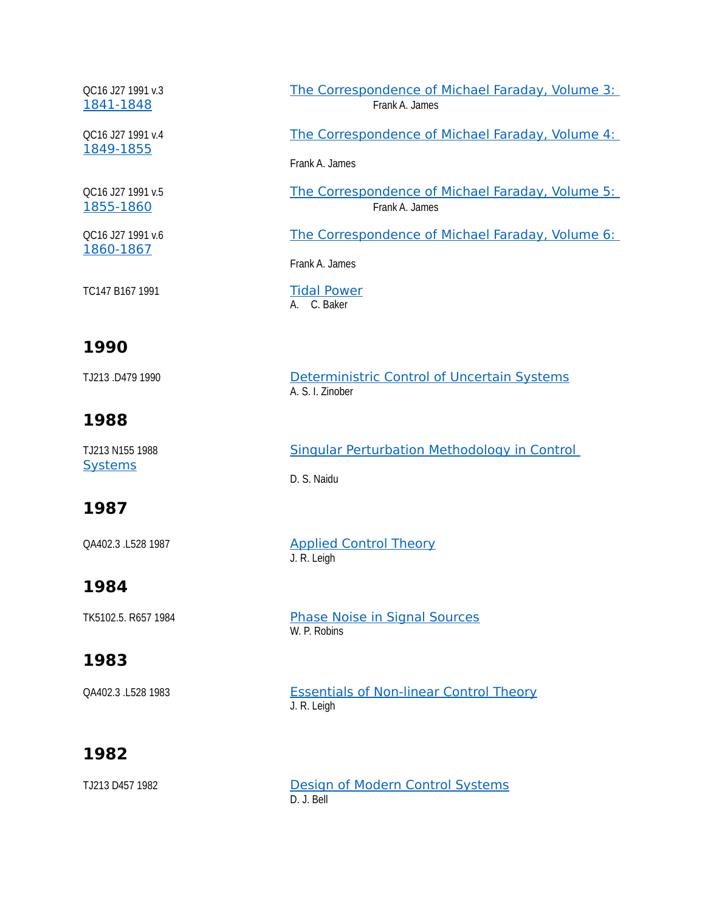QC16 J27 1991 v.3 — The Correspondence of Michael Faraday, Volume 3: 1841-1848
Frank A. James

QC16 J27 1991 v.4 — The Correspondence of Michael Faraday, Volume 4: 1849-1855
Frank A. James

QC16 J27 1991 v.5 — The Correspondence of Michael Faraday, Volume 5: 1855-1860
Frank A. James

QC16 J27 1991 v.6 — The Correspondence of Michael Faraday, Volume 6: 1860-1867
Frank A. James

TC147 B167 1991 — Tidal Power
A. C. Baker

## 1990

TJ213 .D479 1990 — Deterministic Control of Uncertain Systems
A. S. I. Zinober

## 1988

TJ213 N155 1988 — Singular Perturbation Methodology in Control Systems
D. S. Naidu

## 1987

QA402.3 .L528 1987 — Applied Control Theory
J. R. Leigh

## 1984

TK5102.5. R657 1984 — Phase Noise in Signal Sources
W. P. Robins

## 1983

QA402.3 .L528 1983 — Essentials of Non-linear Control Theory
J. R. Leigh

## 1982

TJ213 D457 1982 — Design of Modern Control Systems
D. J. Bell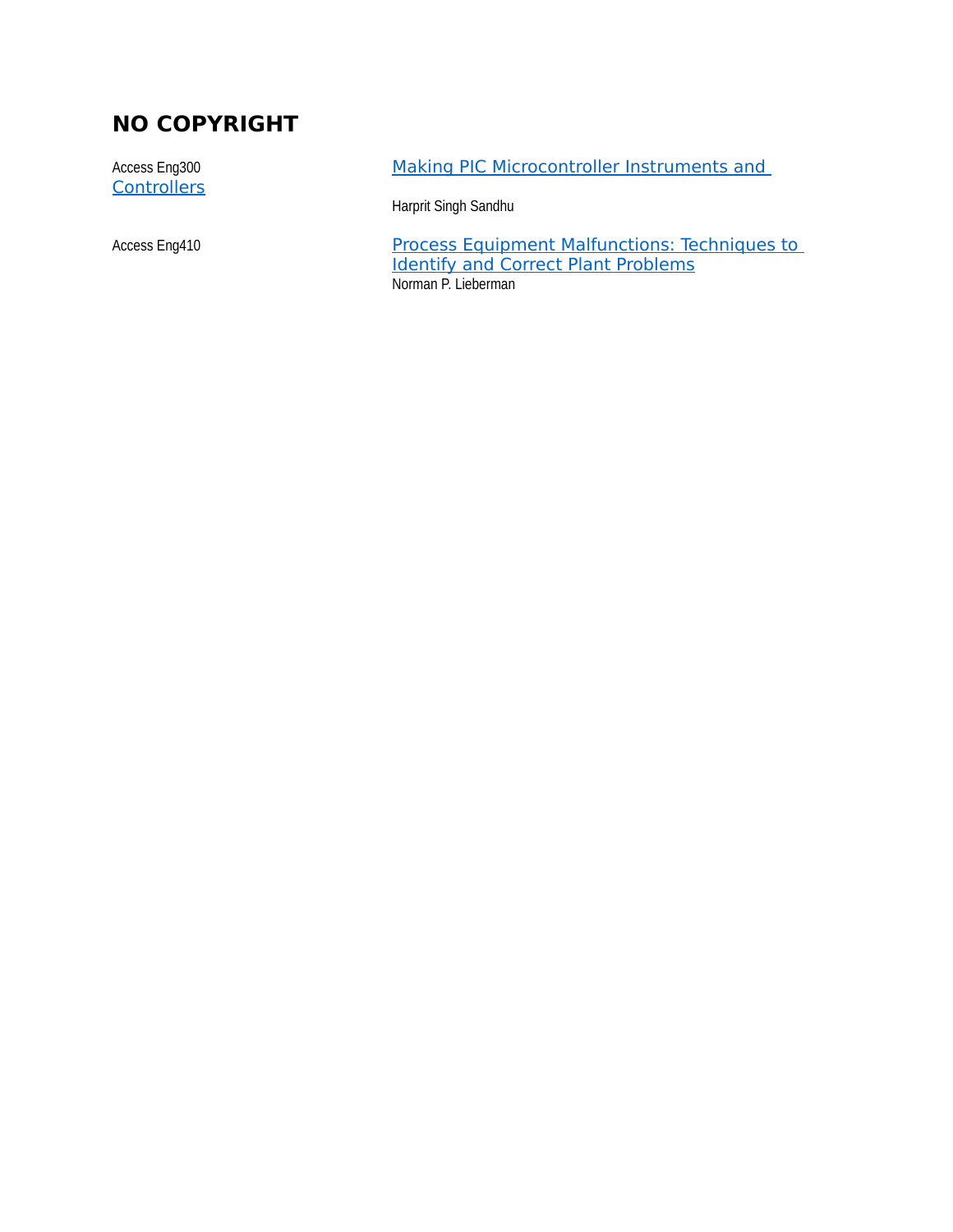## NO COPYRIGHT

| | |
|---|---|
| Access Eng300 | Making PIC Microcontroller Instruments and Controllers<br>Harprit Singh Sandhu |
| Access Eng410 | Process Equipment Malfunctions: Techniques to Identify and Correct Plant Problems<br>Norman P. Lieberman |